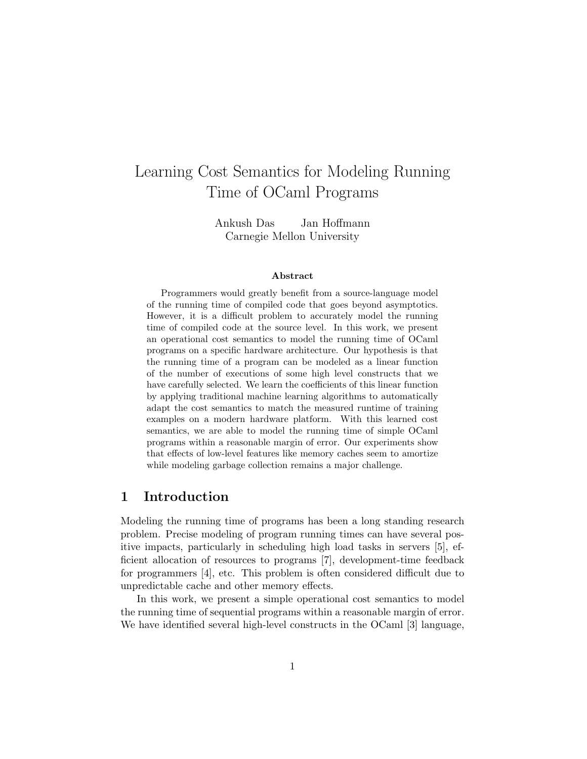# Learning Cost Semantics for Modeling Running Time of OCaml Programs

Ankush Das Jan Hoffmann
Carnegie Mellon University

**Abstract**

Programmers would greatly benefit from a source-language model of the running time of compiled code that goes beyond asymptotics. However, it is a difficult problem to accurately model the running time of compiled code at the source level. In this work, we present an operational cost semantics to model the running time of OCaml programs on a specific hardware architecture. Our hypothesis is that the running time of a program can be modeled as a linear function of the number of executions of some high level constructs that we have carefully selected. We learn the coefficients of this linear function by applying traditional machine learning algorithms to automatically adapt the cost semantics to match the measured runtime of training examples on a modern hardware platform. With this learned cost semantics, we are able to model the running time of simple OCaml programs within a reasonable margin of error. Our experiments show that effects of low-level features like memory caches seem to amortize while modeling garbage collection remains a major challenge.

## 1 Introduction

Modeling the running time of programs has been a long standing research problem. Precise modeling of program running times can have several positive impacts, particularly in scheduling high load tasks in servers [5], efficient allocation of resources to programs [7], development-time feedback for programmers [4], etc. This problem is often considered difficult due to unpredictable cache and other memory effects.

In this work, we present a simple operational cost semantics to model the running time of sequential programs within a reasonable margin of error. We have identified several high-level constructs in the OCaml [3] language,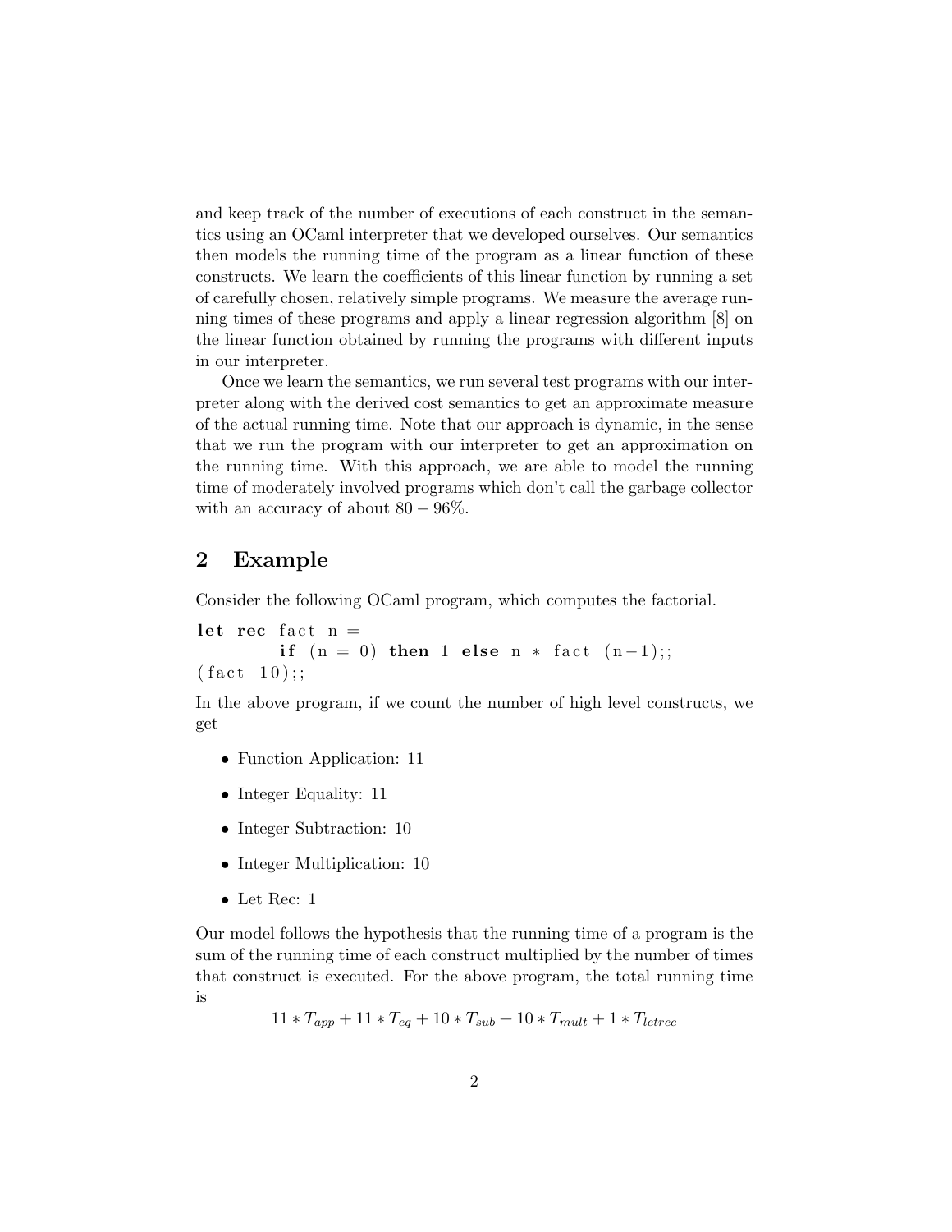and keep track of the number of executions of each construct in the semantics using an OCaml interpreter that we developed ourselves. Our semantics then models the running time of the program as a linear function of these constructs. We learn the coefficients of this linear function by running a set of carefully chosen, relatively simple programs. We measure the average running times of these programs and apply a linear regression algorithm [8] on the linear function obtained by running the programs with different inputs in our interpreter.

Once we learn the semantics, we run several test programs with our interpreter along with the derived cost semantics to get an approximate measure of the actual running time. Note that our approach is dynamic, in the sense that we run the program with our interpreter to get an approximation on the running time. With this approach, we are able to model the running time of moderately involved programs which don't call the garbage collector with an accuracy of about $80 - 96\%$.

## 2 Example

Consider the following OCaml program, which computes the factorial.

```
let rec fact n =
        if (n = 0) then 1 else n * fact (n-1);;
(fact 10);;
```

In the above program, if we count the number of high level constructs, we get

- Function Application: 11
- Integer Equality: 11
- Integer Subtraction: 10
- Integer Multiplication: 10
- Let Rec: 1

Our model follows the hypothesis that the running time of a program is the sum of the running time of each construct multiplied by the number of times that construct is executed. For the above program, the total running time is

$$11 * T_{app} + 11 * T_{eq} + 10 * T_{sub} + 10 * T_{mult} + 1 * T_{letrec}$$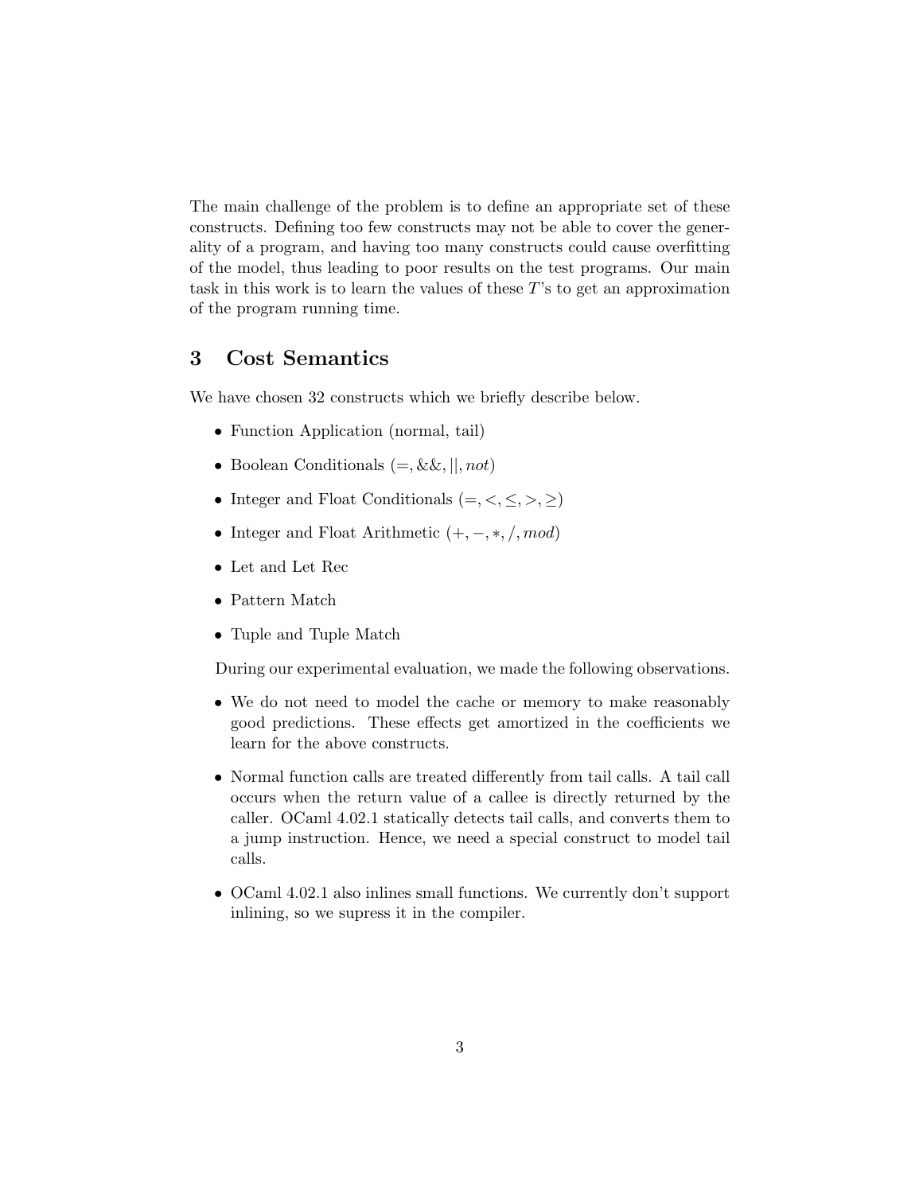The main challenge of the problem is to define an appropriate set of these constructs. Defining too few constructs may not be able to cover the generality of a program, and having too many constructs could cause overfitting of the model, thus leading to poor results on the test programs. Our main task in this work is to learn the values of these $T$'s to get an approximation of the program running time.

## 3 Cost Semantics

We have chosen 32 constructs which we briefly describe below.

- Function Application (normal, tail)
- Boolean Conditionals ($=, \&\&, ||, not$)
- Integer and Float Conditionals ($=, <, \leq, >, \geq$)
- Integer and Float Arithmetic ($+, -, *, /, mod$)
- Let and Let Rec
- Pattern Match
- Tuple and Tuple Match

During our experimental evaluation, we made the following observations.

- We do not need to model the cache or memory to make reasonably good predictions. These effects get amortized in the coefficients we learn for the above constructs.
- Normal function calls are treated differently from tail calls. A tail call occurs when the return value of a callee is directly returned by the caller. OCaml 4.02.1 statically detects tail calls, and converts them to a jump instruction. Hence, we need a special construct to model tail calls.
- OCaml 4.02.1 also inlines small functions. We currently don't support inlining, so we supress it in the compiler.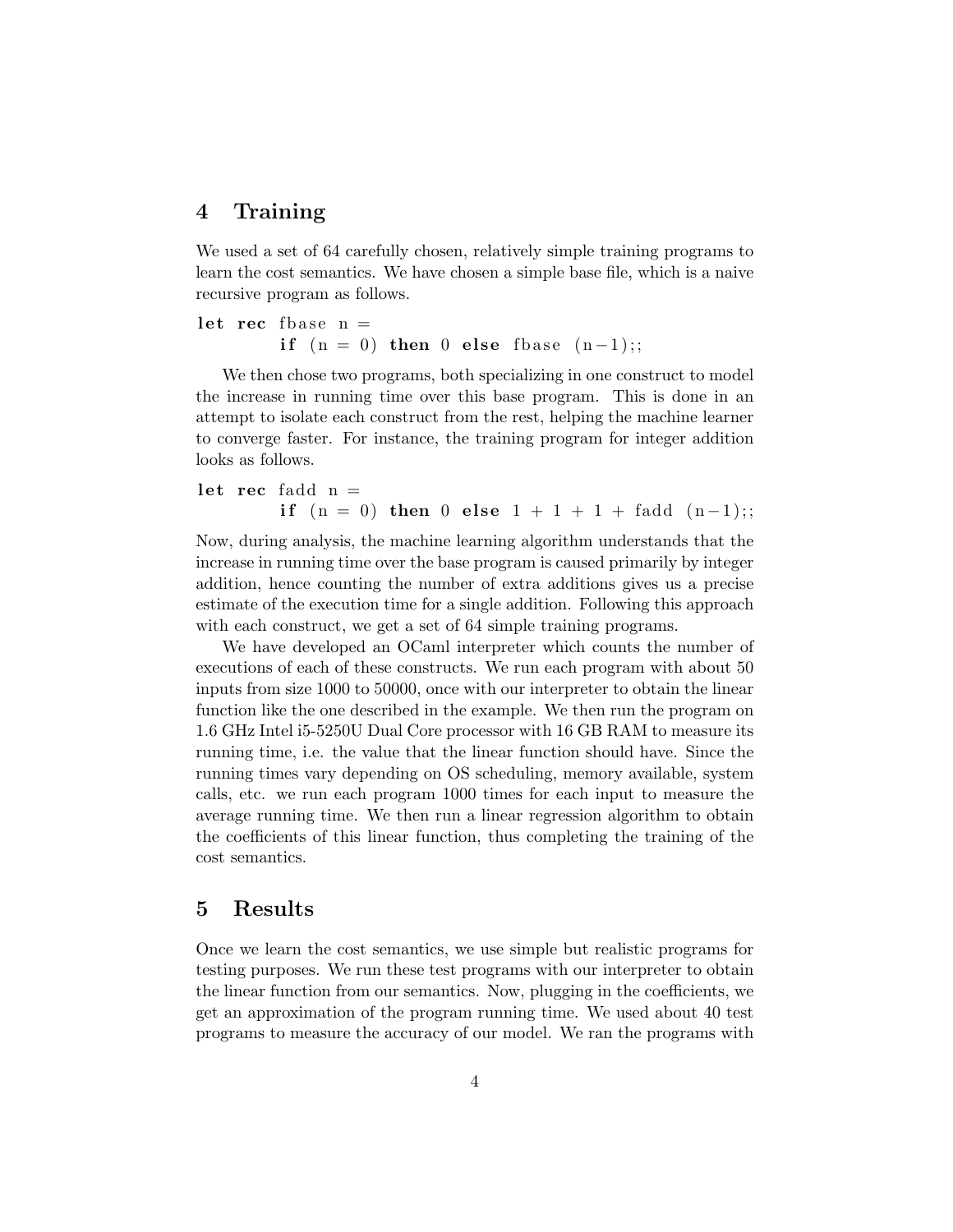## 4 Training

We used a set of 64 carefully chosen, relatively simple training programs to learn the cost semantics. We have chosen a simple base file, which is a naive recursive program as follows.

```
let rec fbase n =
        if (n = 0) then 0 else fbase (n-1);;
```

We then chose two programs, both specializing in one construct to model the increase in running time over this base program. This is done in an attempt to isolate each construct from the rest, helping the machine learner to converge faster. For instance, the training program for integer addition looks as follows.

```
let rec fadd n =
        if (n = 0) then 0 else 1 + 1 + 1 + fadd (n-1);;
```

Now, during analysis, the machine learning algorithm understands that the increase in running time over the base program is caused primarily by integer addition, hence counting the number of extra additions gives us a precise estimate of the execution time for a single addition. Following this approach with each construct, we get a set of 64 simple training programs.

We have developed an OCaml interpreter which counts the number of executions of each of these constructs. We run each program with about 50 inputs from size 1000 to 50000, once with our interpreter to obtain the linear function like the one described in the example. We then run the program on 1.6 GHz Intel i5-5250U Dual Core processor with 16 GB RAM to measure its running time, i.e. the value that the linear function should have. Since the running times vary depending on OS scheduling, memory available, system calls, etc. we run each program 1000 times for each input to measure the average running time. We then run a linear regression algorithm to obtain the coefficients of this linear function, thus completing the training of the cost semantics.

## 5 Results

Once we learn the cost semantics, we use simple but realistic programs for testing purposes. We run these test programs with our interpreter to obtain the linear function from our semantics. Now, plugging in the coefficients, we get an approximation of the program running time. We used about 40 test programs to measure the accuracy of our model. We ran the programs with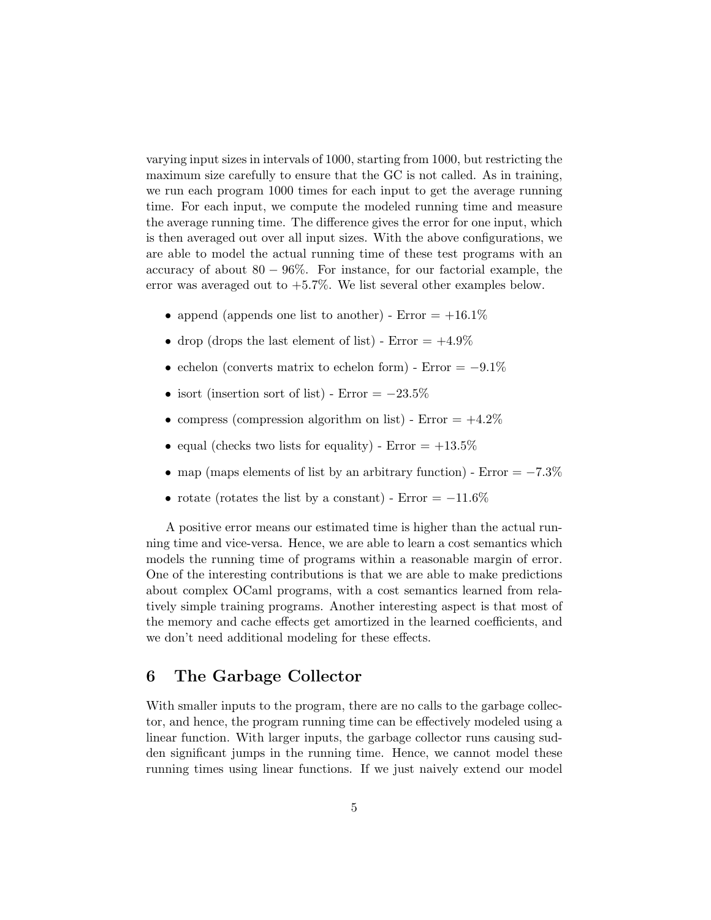varying input sizes in intervals of 1000, starting from 1000, but restricting the maximum size carefully to ensure that the GC is not called. As in training, we run each program 1000 times for each input to get the average running time. For each input, we compute the modeled running time and measure the average running time. The difference gives the error for one input, which is then averaged out over all input sizes. With the above configurations, we are able to model the actual running time of these test programs with an accuracy of about $80 - 96\%$. For instance, for our factorial example, the error was averaged out to $+5.7\%$. We list several other examples below.

- append (appends one list to another) - Error = $+16.1\%$
- drop (drops the last element of list) - Error = $+4.9\%$
- echelon (converts matrix to echelon form) - Error = $-9.1\%$
- isort (insertion sort of list) - Error = $-23.5\%$
- compress (compression algorithm on list) - Error = $+4.2\%$
- equal (checks two lists for equality) - Error = $+13.5\%$
- map (maps elements of list by an arbitrary function) - Error = $-7.3\%$
- rotate (rotates the list by a constant) - Error = $-11.6\%$

A positive error means our estimated time is higher than the actual running time and vice-versa. Hence, we are able to learn a cost semantics which models the running time of programs within a reasonable margin of error. One of the interesting contributions is that we are able to make predictions about complex OCaml programs, with a cost semantics learned from relatively simple training programs. Another interesting aspect is that most of the memory and cache effects get amortized in the learned coefficients, and we don't need additional modeling for these effects.

## 6 The Garbage Collector

With smaller inputs to the program, there are no calls to the garbage collector, and hence, the program running time can be effectively modeled using a linear function. With larger inputs, the garbage collector runs causing sudden significant jumps in the running time. Hence, we cannot model these running times using linear functions. If we just naively extend our model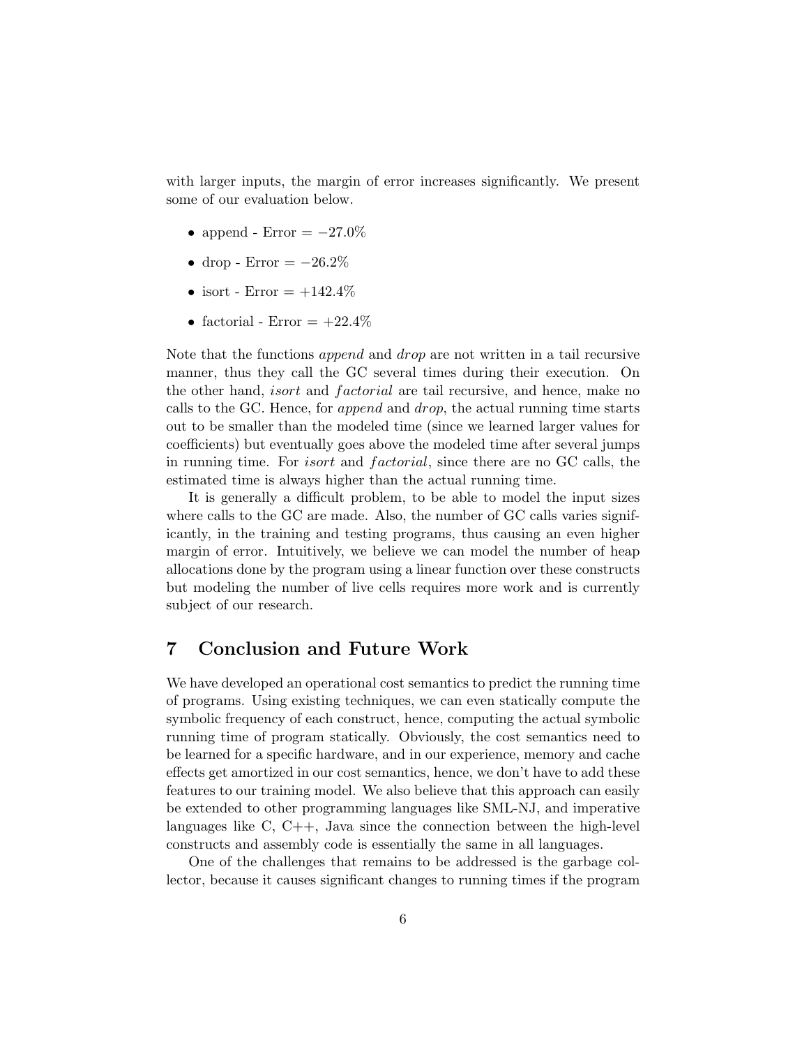with larger inputs, the margin of error increases significantly. We present some of our evaluation below.

- append - Error = $-27.0\%$
- drop - Error = $-26.2\%$
- isort - Error = $+142.4\%$
- factorial - Error = $+22.4\%$

Note that the functions *append* and *drop* are not written in a tail recursive manner, thus they call the GC several times during their execution. On the other hand, *isort* and *factorial* are tail recursive, and hence, make no calls to the GC. Hence, for *append* and *drop*, the actual running time starts out to be smaller than the modeled time (since we learned larger values for coefficients) but eventually goes above the modeled time after several jumps in running time. For *isort* and *factorial*, since there are no GC calls, the estimated time is always higher than the actual running time.

It is generally a difficult problem, to be able to model the input sizes where calls to the GC are made. Also, the number of GC calls varies significantly, in the training and testing programs, thus causing an even higher margin of error. Intuitively, we believe we can model the number of heap allocations done by the program using a linear function over these constructs but modeling the number of live cells requires more work and is currently subject of our research.

## 7 Conclusion and Future Work

We have developed an operational cost semantics to predict the running time of programs. Using existing techniques, we can even statically compute the symbolic frequency of each construct, hence, computing the actual symbolic running time of program statically. Obviously, the cost semantics need to be learned for a specific hardware, and in our experience, memory and cache effects get amortized in our cost semantics, hence, we don't have to add these features to our training model. We also believe that this approach can easily be extended to other programming languages like SML-NJ, and imperative languages like C, C++, Java since the connection between the high-level constructs and assembly code is essentially the same in all languages.

One of the challenges that remains to be addressed is the garbage collector, because it causes significant changes to running times if the program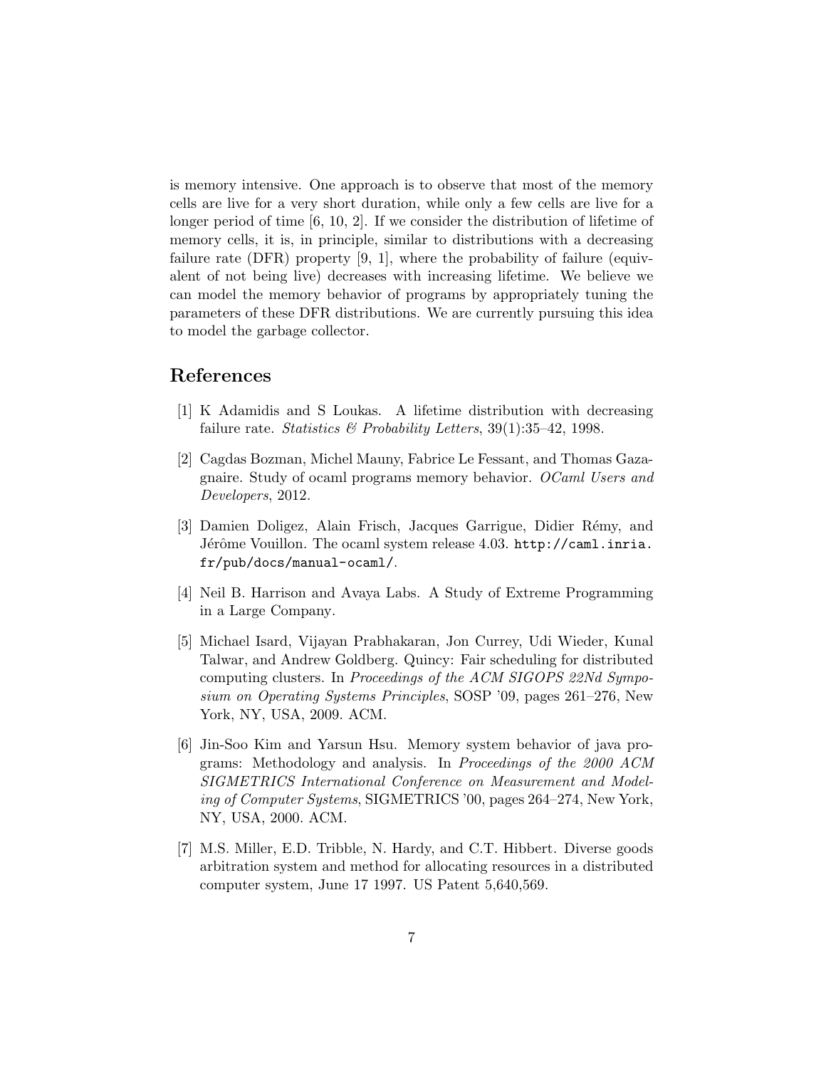is memory intensive. One approach is to observe that most of the memory cells are live for a very short duration, while only a few cells are live for a longer period of time [6, 10, 2]. If we consider the distribution of lifetime of memory cells, it is, in principle, similar to distributions with a decreasing failure rate (DFR) property [9, 1], where the probability of failure (equivalent of not being live) decreases with increasing lifetime. We believe we can model the memory behavior of programs by appropriately tuning the parameters of these DFR distributions. We are currently pursuing this idea to model the garbage collector.

## References

[1] K Adamidis and S Loukas. A lifetime distribution with decreasing failure rate. *Statistics & Probability Letters*, 39(1):35–42, 1998.

[2] Cagdas Bozman, Michel Mauny, Fabrice Le Fessant, and Thomas Gazagnaire. Study of ocaml programs memory behavior. *OCaml Users and Developers*, 2012.

[3] Damien Doligez, Alain Frisch, Jacques Garrigue, Didier Rémy, and Jérôme Vouillon. The ocaml system release 4.03. `http://caml.inria.fr/pub/docs/manual-ocaml/`.

[4] Neil B. Harrison and Avaya Labs. A Study of Extreme Programming in a Large Company.

[5] Michael Isard, Vijayan Prabhakaran, Jon Currey, Udi Wieder, Kunal Talwar, and Andrew Goldberg. Quincy: Fair scheduling for distributed computing clusters. In *Proceedings of the ACM SIGOPS 22Nd Symposium on Operating Systems Principles*, SOSP '09, pages 261–276, New York, NY, USA, 2009. ACM.

[6] Jin-Soo Kim and Yarsun Hsu. Memory system behavior of java programs: Methodology and analysis. In *Proceedings of the 2000 ACM SIGMETRICS International Conference on Measurement and Modeling of Computer Systems*, SIGMETRICS '00, pages 264–274, New York, NY, USA, 2000. ACM.

[7] M.S. Miller, E.D. Tribble, N. Hardy, and C.T. Hibbert. Diverse goods arbitration system and method for allocating resources in a distributed computer system, June 17 1997. US Patent 5,640,569.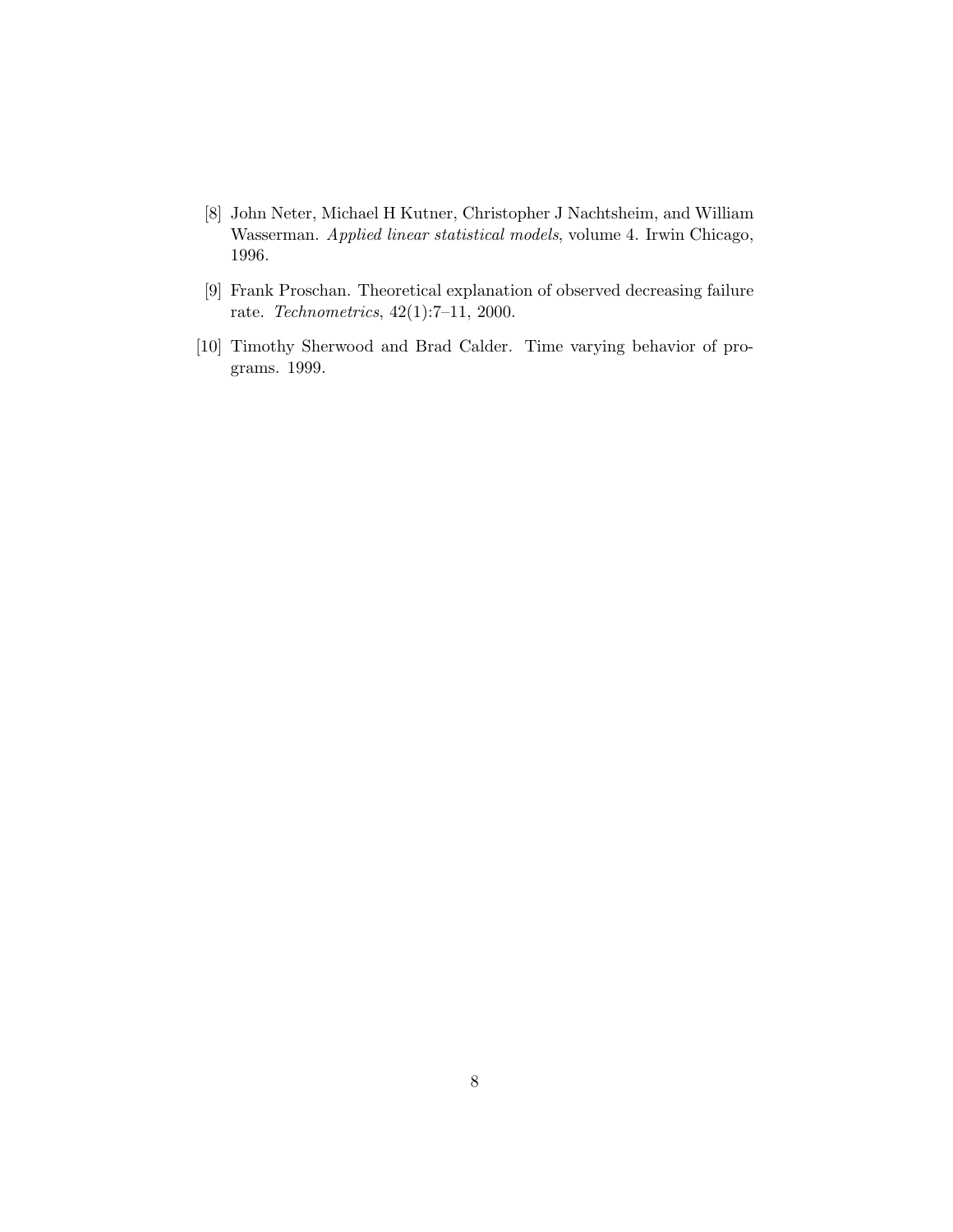[8] John Neter, Michael H Kutner, Christopher J Nachtsheim, and William Wasserman. *Applied linear statistical models*, volume 4. Irwin Chicago, 1996.

[9] Frank Proschan. Theoretical explanation of observed decreasing failure rate. *Technometrics*, 42(1):7–11, 2000.

[10] Timothy Sherwood and Brad Calder. Time varying behavior of programs. 1999.